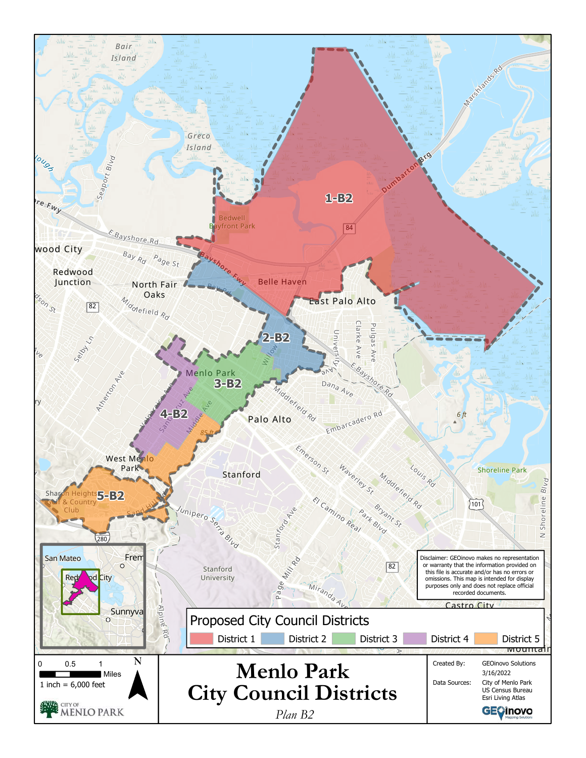# Menlo Park City Council Districts

*Plan B2*

## Proposed City Council Districts

- District 1
- District 2
- District 3
- District 4
- District 5

1-B2

2-B2

3-B2

4-B2

5-B2

Disclaimer: GEOinovo makes no representation or warranty that the information provided on this file is accurate and/or has no errors or omissions. This map is intended for display purposes only and does not replace official recorded documents.

0 0.5 1 Miles

1 inch = 6,000 feet

N

CITY OF MENLO PARK

Created By: GEOinovo Solutions

3/16/2022

Data Sources: City of Menlo Park, US Census Bureau, Esri Living Atlas

GEOinovo Mapping Solutions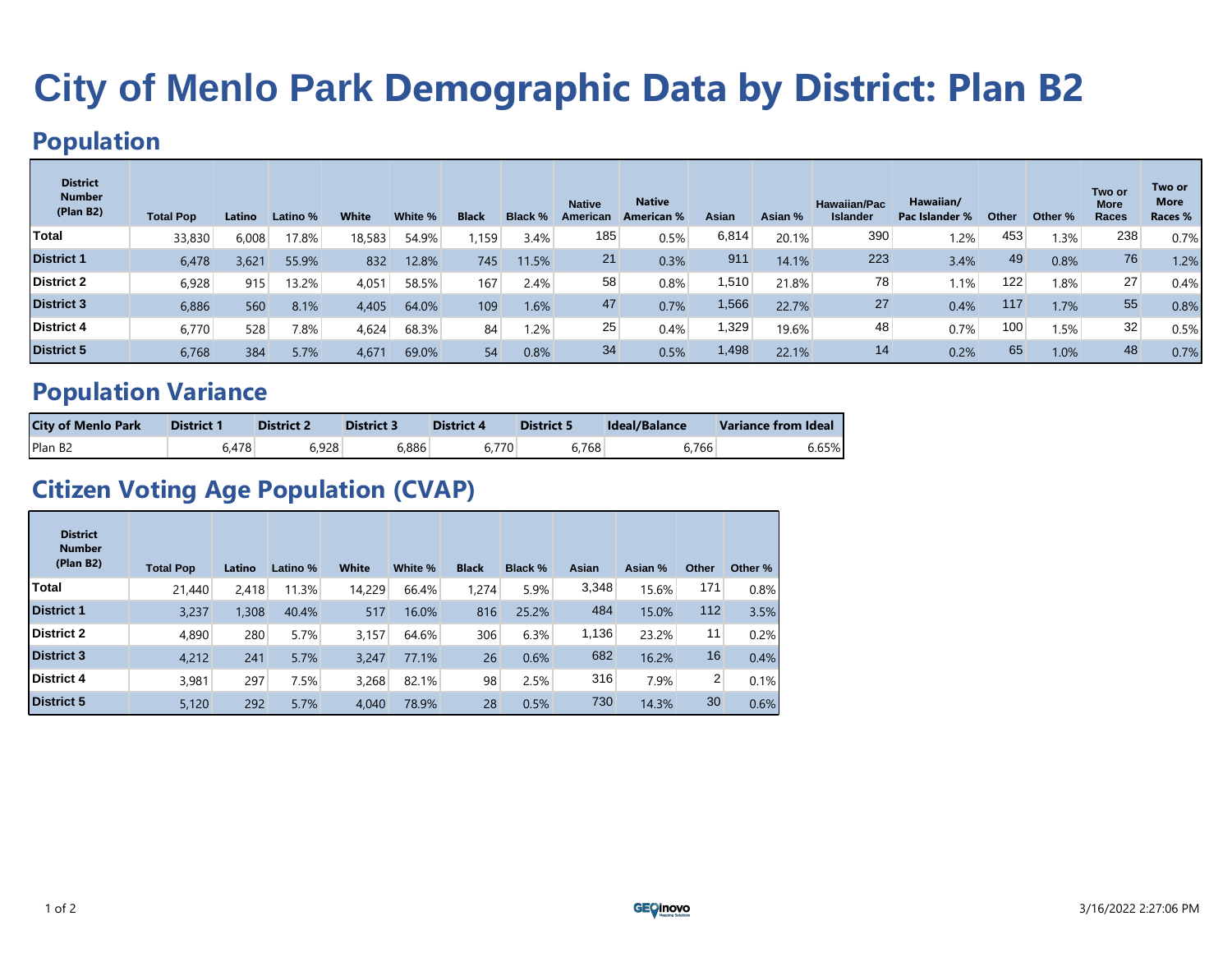# City of Menlo Park Demographic Data by District: Plan B2

## Population

| District Number (Plan B2) | Total Pop | Latino | Latino % | White | White % | Black | Black % | Native American | Native American % | Asian | Asian % | Hawaiian/Pac Islander | Hawaiian/ Pac Islander % | Other | Other % | Two or More Races | Two or More Races % |
|---|---|---|---|---|---|---|---|---|---|---|---|---|---|---|---|---|---|
| **Total** | 33,830 | 6,008 | 17.8% | 18,583 | 54.9% | 1,159 | 3.4% | 185 | 0.5% | 6,814 | 20.1% | 390 | 1.2% | 453 | 1.3% | 238 | 0.7% |
| **District 1** | 6,478 | 3,621 | 55.9% | 832 | 12.8% | 745 | 11.5% | 21 | 0.3% | 911 | 14.1% | 223 | 3.4% | 49 | 0.8% | 76 | 1.2% |
| **District 2** | 6,928 | 915 | 13.2% | 4,051 | 58.5% | 167 | 2.4% | 58 | 0.8% | 1,510 | 21.8% | 78 | 1.1% | 122 | 1.8% | 27 | 0.4% |
| **District 3** | 6,886 | 560 | 8.1% | 4,405 | 64.0% | 109 | 1.6% | 47 | 0.7% | 1,566 | 22.7% | 27 | 0.4% | 117 | 1.7% | 55 | 0.8% |
| **District 4** | 6,770 | 528 | 7.8% | 4,624 | 68.3% | 84 | 1.2% | 25 | 0.4% | 1,329 | 19.6% | 48 | 0.7% | 100 | 1.5% | 32 | 0.5% |
| **District 5** | 6,768 | 384 | 5.7% | 4,671 | 69.0% | 54 | 0.8% | 34 | 0.5% | 1,498 | 22.1% | 14 | 0.2% | 65 | 1.0% | 48 | 0.7% |

## Population Variance

| City of Menlo Park | District 1 | District 2 | District 3 | District 4 | District 5 | Ideal/Balance | Variance from Ideal |
|---|---|---|---|---|---|---|---|
| Plan B2 | 6,478 | 6,928 | 6,886 | 6,770 | 6,768 | 6,766 | 6.65% |

## Citizen Voting Age Population (CVAP)

| District Number (Plan B2) | Total Pop | Latino | Latino % | White | White % | Black | Black % | Asian | Asian % | Other | Other % |
|---|---|---|---|---|---|---|---|---|---|---|---|
| **Total** | 21,440 | 2,418 | 11.3% | 14,229 | 66.4% | 1,274 | 5.9% | 3,348 | 15.6% | 171 | 0.8% |
| **District 1** | 3,237 | 1,308 | 40.4% | 517 | 16.0% | 816 | 25.2% | 484 | 15.0% | 112 | 3.5% |
| **District 2** | 4,890 | 280 | 5.7% | 3,157 | 64.6% | 306 | 6.3% | 1,136 | 23.2% | 11 | 0.2% |
| **District 3** | 4,212 | 241 | 5.7% | 3,247 | 77.1% | 26 | 0.6% | 682 | 16.2% | 16 | 0.4% |
| **District 4** | 3,981 | 297 | 7.5% | 3,268 | 82.1% | 98 | 2.5% | 316 | 7.9% | 2 | 0.1% |
| **District 5** | 5,120 | 292 | 5.7% | 4,040 | 78.9% | 28 | 0.5% | 730 | 14.3% | 30 | 0.6% |